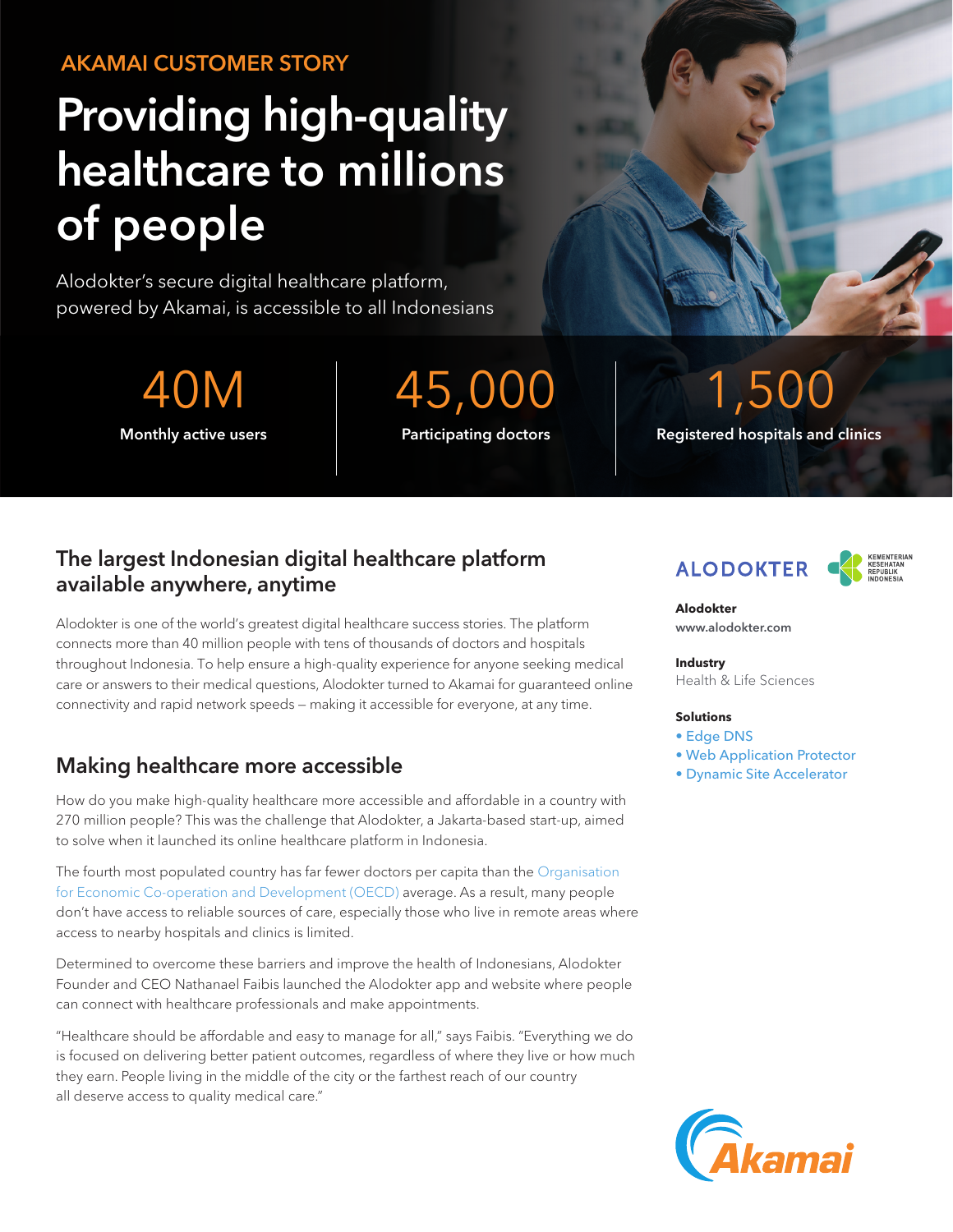AKAMAI CUSTOMER STORY

# Providing high-quality healthcare to millions of people

Alodokter's secure digital healthcare platform, powered by Akamai, is accessible to all Indonesians

**40M**
Monthly active users

**45,000**
Participating doctors

**1,500**
Registered hospitals and clinics

## The largest Indonesian digital healthcare platform available anywhere, anytime

Alodokter is one of the world's greatest digital healthcare success stories. The platform connects more than 40 million people with tens of thousands of doctors and hospitals throughout Indonesia. To help ensure a high-quality experience for anyone seeking medical care or answers to their medical questions, Alodokter turned to Akamai for guaranteed online connectivity and rapid network speeds — making it accessible for everyone, at any time.

## Making healthcare more accessible

How do you make high-quality healthcare more accessible and affordable in a country with 270 million people? This was the challenge that Alodokter, a Jakarta-based start-up, aimed to solve when it launched its online healthcare platform in Indonesia.

The fourth most populated country has far fewer doctors per capita than the Organisation for Economic Co-operation and Development (OECD) average. As a result, many people don't have access to reliable sources of care, especially those who live in remote areas where access to nearby hospitals and clinics is limited.

Determined to overcome these barriers and improve the health of Indonesians, Alodokter Founder and CEO Nathanael Faibis launched the Alodokter app and website where people can connect with healthcare professionals and make appointments.

"Healthcare should be affordable and easy to manage for all," says Faibis. "Everything we do is focused on delivering better patient outcomes, regardless of where they live or how much they earn. People living in the middle of the city or the farthest reach of our country all deserve access to quality medical care."

ALODOKTER

KEMENTERIAN KESEHATAN REPUBLIK INDONESIA

**Alodokter**
www.alodokter.com

**Industry**
Health & Life Sciences

**Solutions**
- Edge DNS
- Web Application Protector
- Dynamic Site Accelerator

Akamai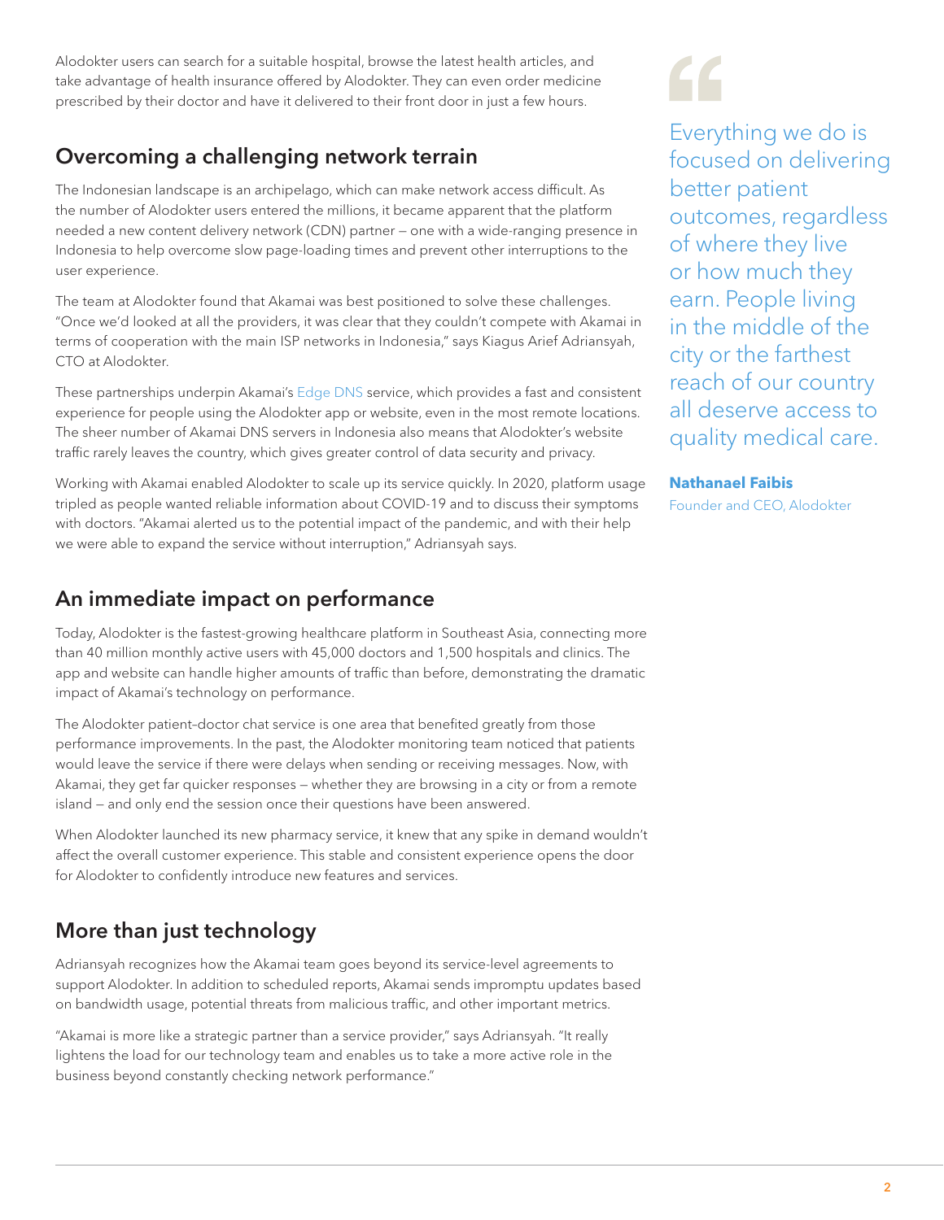Alodokter users can search for a suitable hospital, browse the latest health articles, and take advantage of health insurance offered by Alodokter. They can even order medicine prescribed by their doctor and have it delivered to their front door in just a few hours.

## Overcoming a challenging network terrain

The Indonesian landscape is an archipelago, which can make network access difficult. As the number of Alodokter users entered the millions, it became apparent that the platform needed a new content delivery network (CDN) partner — one with a wide-ranging presence in Indonesia to help overcome slow page-loading times and prevent other interruptions to the user experience.

The team at Alodokter found that Akamai was best positioned to solve these challenges. "Once we'd looked at all the providers, it was clear that they couldn't compete with Akamai in terms of cooperation with the main ISP networks in Indonesia," says Kiagus Arief Adriansyah, CTO at Alodokter.

These partnerships underpin Akamai's Edge DNS service, which provides a fast and consistent experience for people using the Alodokter app or website, even in the most remote locations. The sheer number of Akamai DNS servers in Indonesia also means that Alodokter's website traffic rarely leaves the country, which gives greater control of data security and privacy.

Working with Akamai enabled Alodokter to scale up its service quickly. In 2020, platform usage tripled as people wanted reliable information about COVID-19 and to discuss their symptoms with doctors. "Akamai alerted us to the potential impact of the pandemic, and with their help we were able to expand the service without interruption," Adriansyah says.

> Everything we do is focused on delivering better patient outcomes, regardless of where they live or how much they earn. People living in the middle of the city or the farthest reach of our country all deserve access to quality medical care.
>
> **Nathanael Faibis**
> Founder and CEO, Alodokter

## An immediate impact on performance

Today, Alodokter is the fastest-growing healthcare platform in Southeast Asia, connecting more than 40 million monthly active users with 45,000 doctors and 1,500 hospitals and clinics. The app and website can handle higher amounts of traffic than before, demonstrating the dramatic impact of Akamai's technology on performance.

The Alodokter patient–doctor chat service is one area that benefited greatly from those performance improvements. In the past, the Alodokter monitoring team noticed that patients would leave the service if there were delays when sending or receiving messages. Now, with Akamai, they get far quicker responses — whether they are browsing in a city or from a remote island — and only end the session once their questions have been answered.

When Alodokter launched its new pharmacy service, it knew that any spike in demand wouldn't affect the overall customer experience. This stable and consistent experience opens the door for Alodokter to confidently introduce new features and services.

## More than just technology

Adriansyah recognizes how the Akamai team goes beyond its service-level agreements to support Alodokter. In addition to scheduled reports, Akamai sends impromptu updates based on bandwidth usage, potential threats from malicious traffic, and other important metrics.

"Akamai is more like a strategic partner than a service provider," says Adriansyah. "It really lightens the load for our technology team and enables us to take a more active role in the business beyond constantly checking network performance."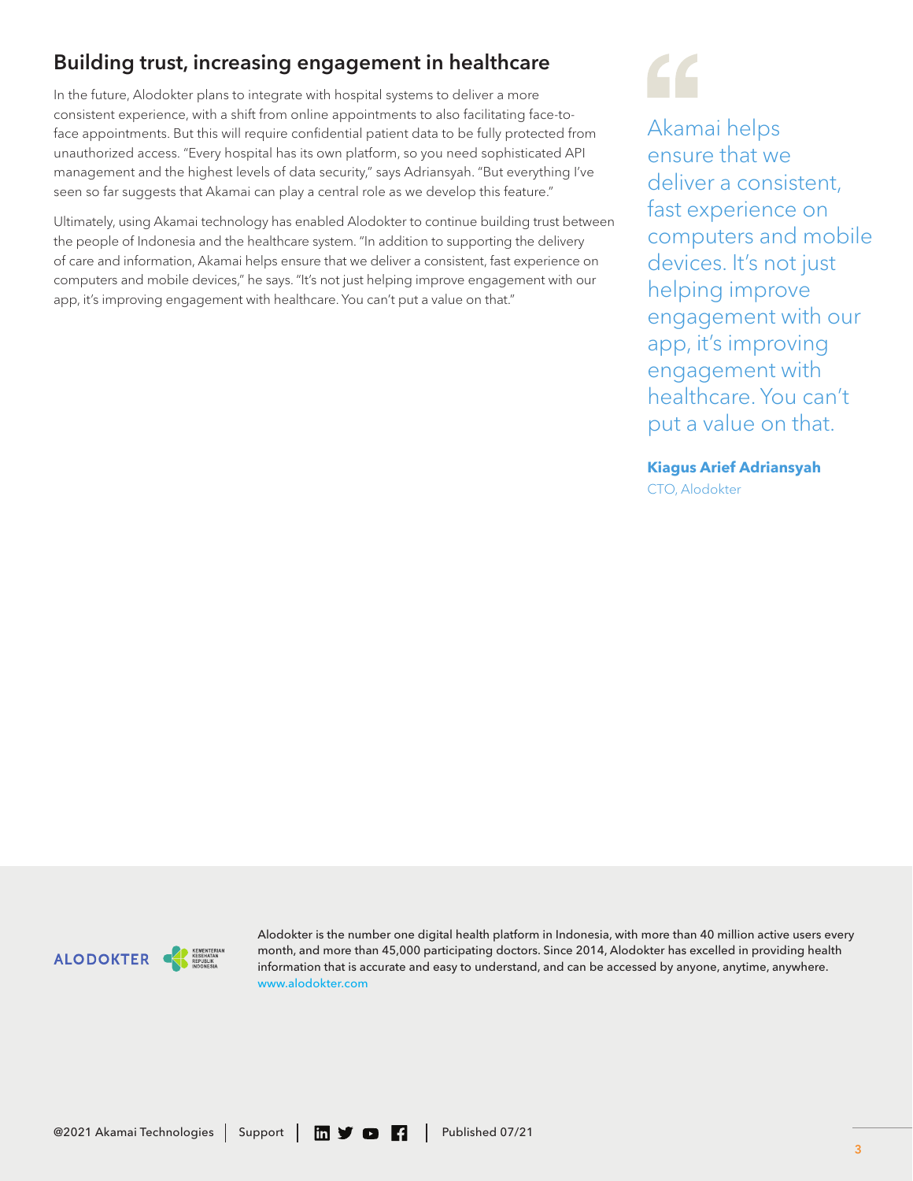## Building trust, increasing engagement in healthcare

In the future, Alodokter plans to integrate with hospital systems to deliver a more consistent experience, with a shift from online appointments to also facilitating face-to-face appointments. But this will require confidential patient data to be fully protected from unauthorized access. "Every hospital has its own platform, so you need sophisticated API management and the highest levels of data security," says Adriansyah. "But everything I've seen so far suggests that Akamai can play a central role as we develop this feature."

Ultimately, using Akamai technology has enabled Alodokter to continue building trust between the people of Indonesia and the healthcare system. "In addition to supporting the delivery of care and information, Akamai helps ensure that we deliver a consistent, fast experience on computers and mobile devices," he says. "It's not just helping improve engagement with our app, it's improving engagement with healthcare. You can't put a value on that."

> Akamai helps ensure that we deliver a consistent, fast experience on computers and mobile devices. It's not just helping improve engagement with our app, it's improving engagement with healthcare. You can't put a value on that.
>
> **Kiagus Arief Adriansyah**
> CTO, Alodokter

ALODOKTER

KEMENTERIAN KESEHATAN REPUBLIK INDONESIA

Alodokter is the number one digital health platform in Indonesia, with more than 40 million active users every month, and more than 45,000 participating doctors. Since 2014, Alodokter has excelled in providing health information that is accurate and easy to understand, and can be accessed by anyone, anytime, anywhere. www.alodokter.com

@2021 Akamai Technologies | Support | Published 07/21